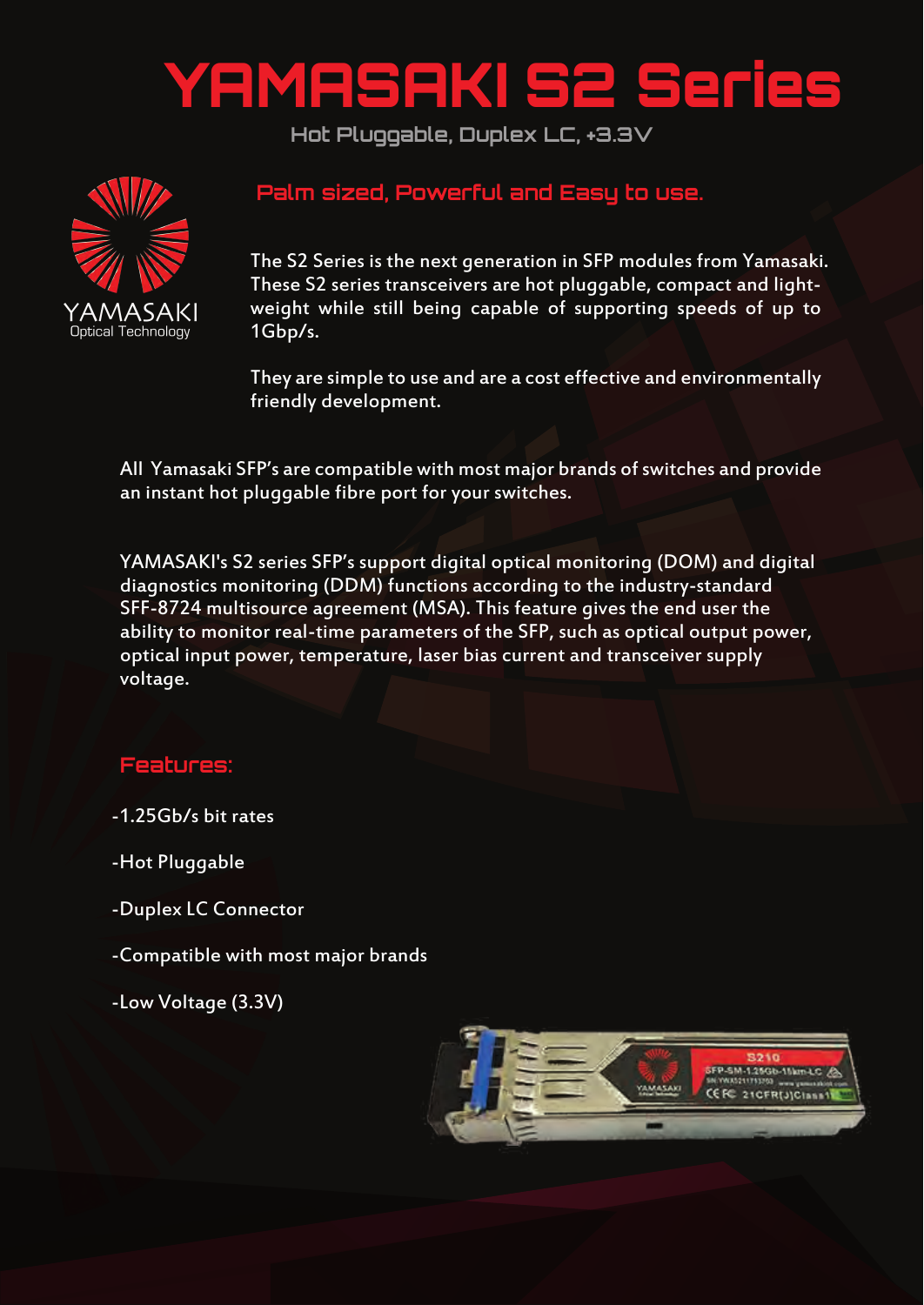# YAMASAKI S2 Series

Hot Pluggable, Duplex LC, +3.3V

YAMASAKI
Optical Technology

## Palm sized, Powerful and Easy to use.

The S2 Series is the next generation in SFP modules from Yamasaki. These S2 series transceivers are hot pluggable, compact and light-weight while still being capable of supporting speeds of up to 1Gbp/s.

They are simple to use and are a cost effective and environmentally friendly development.

All Yamasaki SFP's are compatible with most major brands of switches and provide an instant hot pluggable fibre port for your switches.

YAMASAKI's S2 series SFP's support digital optical monitoring (DOM) and digital diagnostics monitoring (DDM) functions according to the industry-standard SFF-8724 multisource agreement (MSA). This feature gives the end user the ability to monitor real-time parameters of the SFP, such as optical output power, optical input power, temperature, laser bias current and transceiver supply voltage.

## Features:

- 1.25Gb/s bit rates
- Hot Pluggable
- Duplex LC Connector
- Compatible with most major brands
- Low Voltage (3.3V)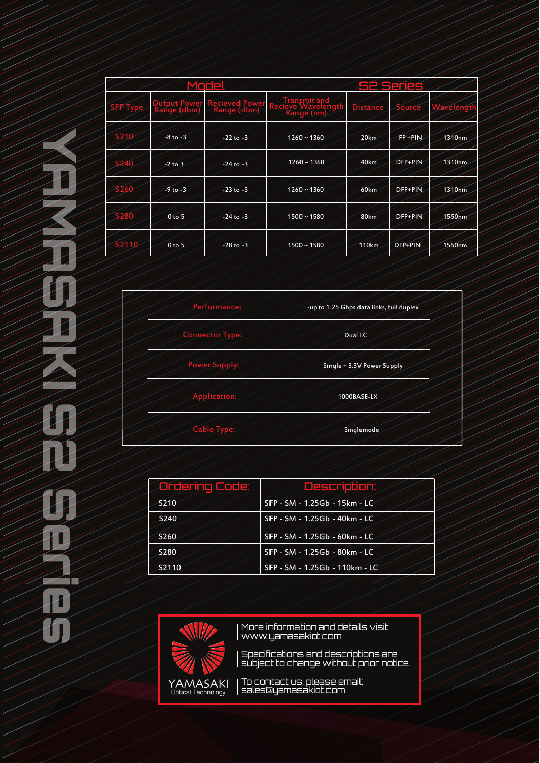# YAMASAKI S2 Series

| Model | | | | S2 Series | | |
|---|---|---|---|---|---|---|
| SFP Type | Output Power Range (dbm) | Recieved Power Range (dbm) | Transmit and Recieve Wavelength Range (nm) | Distance | Source | Wavelength |
| S210 | -8 to -3 | -22 to -3 | 1260 ~ 1360 | 20km | FP +PIN | 1310nm |
| S240 | -2 to 3 | -24 to -3 | 1260 ~ 1360 | 40km | DFP+PIN | 1310nm |
| S260 | -9 to -3 | -23 to -3 | 1260 ~ 1360 | 60km | DFP+PIN | 1310nm |
| S280 | 0 to 5 | -24 to -3 | 1500 ~ 1580 | 80km | DFP+PIN | 1550nm |
| S2110 | 0 to 5 | -28 to -3 | 1500 ~ 1580 | 110km | DFP+PIN | 1550nm |

| | |
|---|---|
| Performance: | -up to 1.25 Gbps data links, full duplex |
| Connector Type: | Dual LC |
| Power Supply: | Single + 3.3V Power Supply |
| Application: | 1000BASE-LX |
| Cable Type: | Singlemode |

| Ordering Code: | Description: |
|---|---|
| S210 | SFP - SM - 1.25Gb - 15km - LC |
| S240 | SFP - SM - 1.25Gb - 40km - LC |
| S260 | SFP - SM - 1.25Gb - 60km - LC |
| S280 | SFP - SM - 1.25Gb - 80km - LC |
| S2110 | SFP - SM - 1.25Gb - 110km - LC |

YAMASAKI
Optical Technology

More information and details visit www.yamasakiot.com

Specifications and descriptions are subject to change without prior notice.

To contact us, please email: sales@yamasakiot.com